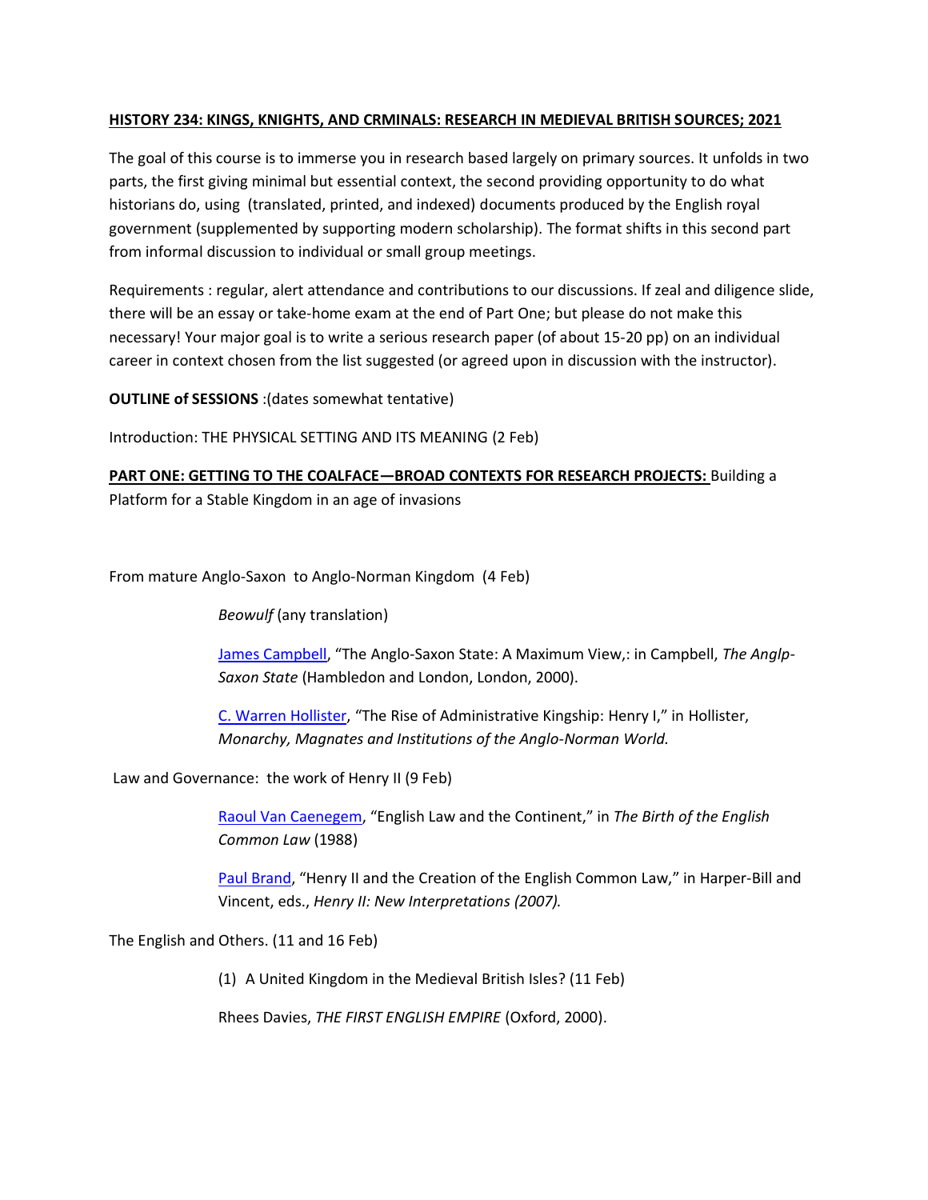**HISTORY 234: KINGS, KNIGHTS, AND CRMINALS: RESEARCH IN MEDIEVAL BRITISH SOURCES; 2021**

The goal of this course is to immerse you in research based largely on primary sources. It unfolds in two parts, the first giving minimal but essential context, the second providing opportunity to do what historians do, using (translated, printed, and indexed) documents produced by the English royal government (supplemented by supporting modern scholarship). The format shifts in this second part from informal discussion to individual or small group meetings.

Requirements : regular, alert attendance and contributions to our discussions. If zeal and diligence slide, there will be an essay or take-home exam at the end of Part One; but please do not make this necessary! Your major goal is to write a serious research paper (of about 15-20 pp) on an individual career in context chosen from the list suggested (or agreed upon in discussion with the instructor).

**OUTLINE of SESSIONS** :(dates somewhat tentative)

Introduction: THE PHYSICAL SETTING AND ITS MEANING (2 Feb)

**PART ONE: GETTING TO THE COALFACE—BROAD CONTEXTS FOR RESEARCH PROJECTS:** Building a Platform for a Stable Kingdom in an age of invasions

From mature Anglo-Saxon to Anglo-Norman Kingdom (4 Feb)

> *Beowulf* (any translation)
>
> James Campbell, "The Anglo-Saxon State: A Maximum View,: in Campbell, *The Anglp-Saxon State* (Hambledon and London, London, 2000).
>
> C. Warren Hollister, "The Rise of Administrative Kingship: Henry I," in Hollister, *Monarchy, Magnates and Institutions of the Anglo-Norman World.*

Law and Governance: the work of Henry II (9 Feb)

> Raoul Van Caenegem, "English Law and the Continent," in *The Birth of the English Common Law* (1988)
>
> Paul Brand, "Henry II and the Creation of the English Common Law," in Harper-Bill and Vincent, eds., *Henry II: New Interpretations (2007).*

The English and Others. (11 and 16 Feb)

> (1) A United Kingdom in the Medieval British Isles? (11 Feb)
>
> Rhees Davies, *THE FIRST ENGLISH EMPIRE* (Oxford, 2000).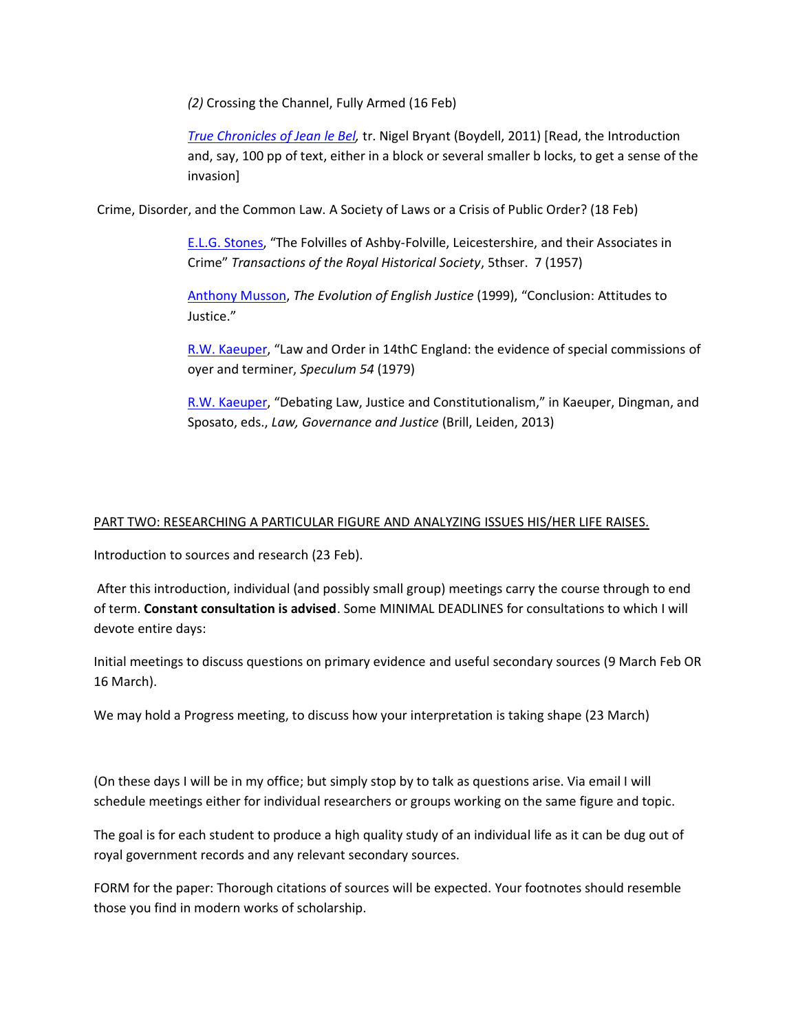*(2)* Crossing the Channel, Fully Armed (16 Feb)

*True Chronicles of Jean le Bel*, tr. Nigel Bryant (Boydell, 2011) [Read, the Introduction and, say, 100 pp of text, either in a block or several smaller b locks, to get a sense of the invasion]

Crime, Disorder, and the Common Law. A Society of Laws or a Crisis of Public Order? (18 Feb)

E.L.G. Stones, "The Folvilles of Ashby-Folville, Leicestershire, and their Associates in Crime" *Transactions of the Royal Historical Society*, 5thser. 7 (1957)

Anthony Musson, *The Evolution of English Justice* (1999), "Conclusion: Attitudes to Justice."

R.W. Kaeuper, "Law and Order in 14thC England: the evidence of special commissions of oyer and terminer, *Speculum 54* (1979)

R.W. Kaeuper, "Debating Law, Justice and Constitutionalism," in Kaeuper, Dingman, and Sposato, eds., *Law, Governance and Justice* (Brill, Leiden, 2013)

PART TWO: RESEARCHING A PARTICULAR FIGURE AND ANALYZING ISSUES HIS/HER LIFE RAISES.

Introduction to sources and research (23 Feb).

After this introduction, individual (and possibly small group) meetings carry the course through to end of term. **Constant consultation is advised**. Some MINIMAL DEADLINES for consultations to which I will devote entire days:

Initial meetings to discuss questions on primary evidence and useful secondary sources (9 March Feb OR 16 March).

We may hold a Progress meeting, to discuss how your interpretation is taking shape (23 March)

(On these days I will be in my office; but simply stop by to talk as questions arise. Via email I will schedule meetings either for individual researchers or groups working on the same figure and topic.

The goal is for each student to produce a high quality study of an individual life as it can be dug out of royal government records and any relevant secondary sources.

FORM for the paper: Thorough citations of sources will be expected. Your footnotes should resemble those you find in modern works of scholarship.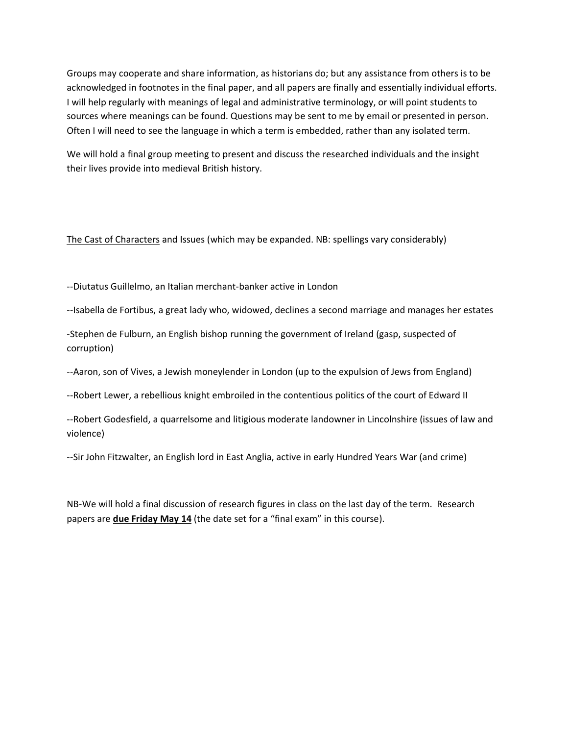Groups may cooperate and share information, as historians do; but any assistance from others is to be acknowledged in footnotes in the final paper, and all papers are finally and essentially individual efforts. I will help regularly with meanings of legal and administrative terminology, or will point students to sources where meanings can be found. Questions may be sent to me by email or presented in person. Often I will need to see the language in which a term is embedded, rather than any isolated term.

We will hold a final group meeting to present and discuss the researched individuals and the insight their lives provide into medieval British history.

<u>The Cast of Characters</u> and Issues (which may be expanded. NB: spellings vary considerably)

--Diutatus Guillelmo, an Italian merchant-banker active in London

--Isabella de Fortibus, a great lady who, widowed, declines a second marriage and manages her estates

-Stephen de Fulburn, an English bishop running the government of Ireland (gasp, suspected of corruption)

--Aaron, son of Vives, a Jewish moneylender in London (up to the expulsion of Jews from England)

--Robert Lewer, a rebellious knight embroiled in the contentious politics of the court of Edward II

--Robert Godesfield, a quarrelsome and litigious moderate landowner in Lincolnshire (issues of law and violence)

--Sir John Fitzwalter, an English lord in East Anglia, active in early Hundred Years War (and crime)

NB-We will hold a final discussion of research figures in class on the last day of the term. Research papers are **<u>due Friday May 14</u>** (the date set for a "final exam" in this course).